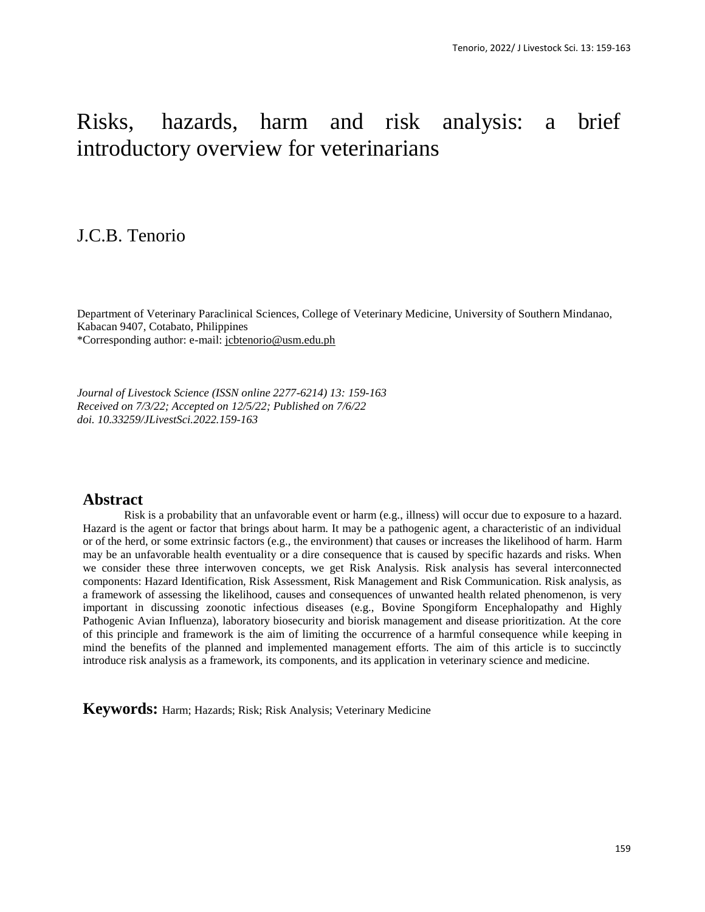# Risks, hazards, harm and risk analysis: a brief introductory overview for veterinarians

J.C.B. Tenorio

Department of Veterinary Paraclinical Sciences, College of Veterinary Medicine, University of Southern Mindanao, Kabacan 9407, Cotabato, Philippines
*Corresponding author: e-mail: jcbtenorio@usm.edu.ph

*Journal of Livestock Science (ISSN online 2277-6214) 13: 159-163*
*Received on 7/3/22; Accepted on 12/5/22; Published on 7/6/22*
*doi. 10.33259/JLivestSci.2022.159-163*

## Abstract

Risk is a probability that an unfavorable event or harm (e.g., illness) will occur due to exposure to a hazard. Hazard is the agent or factor that brings about harm. It may be a pathogenic agent, a characteristic of an individual or of the herd, or some extrinsic factors (e.g., the environment) that causes or increases the likelihood of harm. Harm may be an unfavorable health eventuality or a dire consequence that is caused by specific hazards and risks. When we consider these three interwoven concepts, we get Risk Analysis. Risk analysis has several interconnected components: Hazard Identification, Risk Assessment, Risk Management and Risk Communication. Risk analysis, as a framework of assessing the likelihood, causes and consequences of unwanted health related phenomenon, is very important in discussing zoonotic infectious diseases (e.g., Bovine Spongiform Encephalopathy and Highly Pathogenic Avian Influenza), laboratory biosecurity and biorisk management and disease prioritization. At the core of this principle and framework is the aim of limiting the occurrence of a harmful consequence while keeping in mind the benefits of the planned and implemented management efforts. The aim of this article is to succinctly introduce risk analysis as a framework, its components, and its application in veterinary science and medicine.

**Keywords:** Harm; Hazards; Risk; Risk Analysis; Veterinary Medicine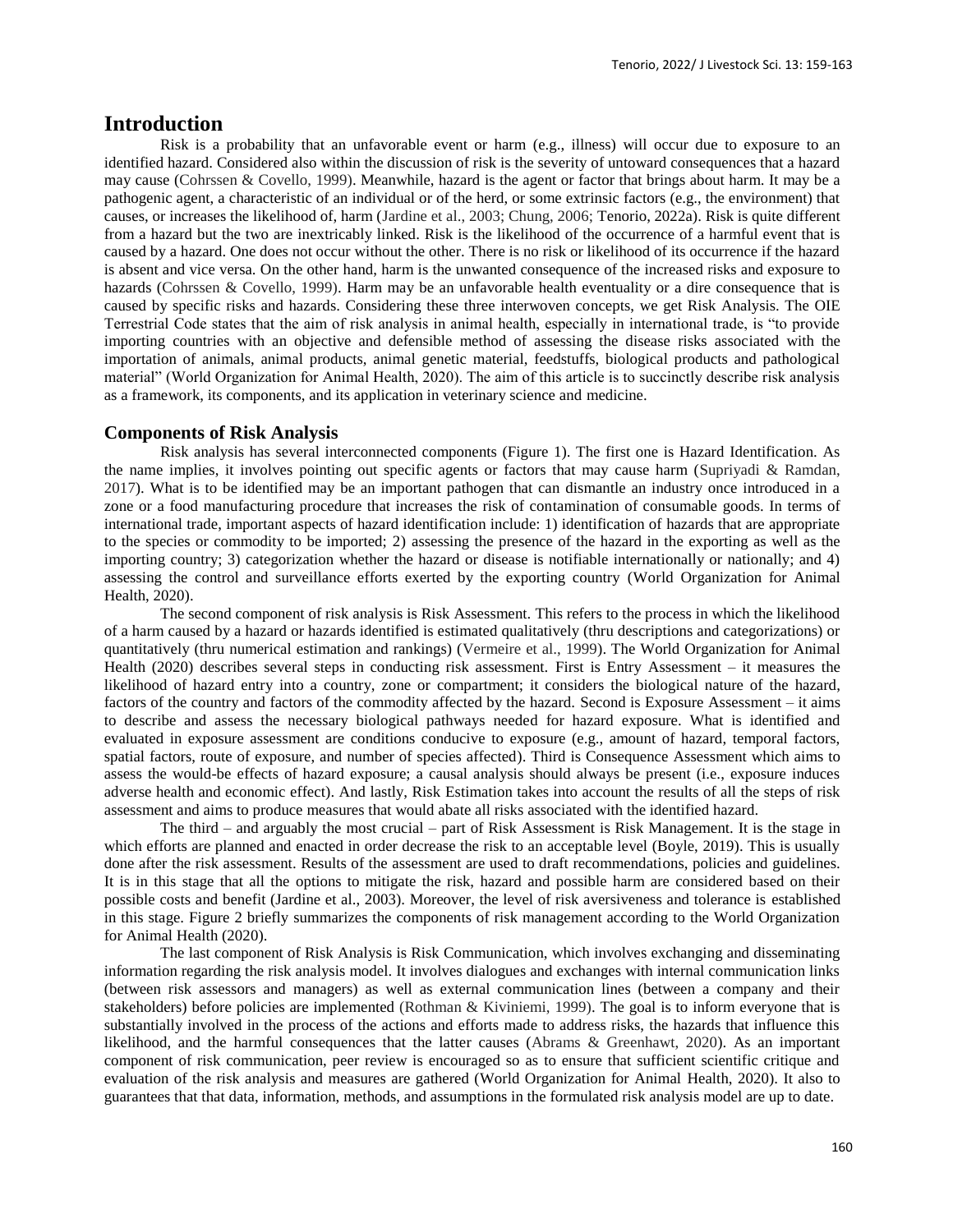## Introduction

Risk is a probability that an unfavorable event or harm (e.g., illness) will occur due to exposure to an identified hazard. Considered also within the discussion of risk is the severity of untoward consequences that a hazard may cause (Cohrssen & Covello, 1999). Meanwhile, hazard is the agent or factor that brings about harm. It may be a pathogenic agent, a characteristic of an individual or of the herd, or some extrinsic factors (e.g., the environment) that causes, or increases the likelihood of, harm (Jardine et al., 2003; Chung, 2006; Tenorio, 2022a). Risk is quite different from a hazard but the two are inextricably linked. Risk is the likelihood of the occurrence of a harmful event that is caused by a hazard. One does not occur without the other. There is no risk or likelihood of its occurrence if the hazard is absent and vice versa. On the other hand, harm is the unwanted consequence of the increased risks and exposure to hazards (Cohrssen & Covello, 1999). Harm may be an unfavorable health eventuality or a dire consequence that is caused by specific risks and hazards. Considering these three interwoven concepts, we get Risk Analysis. The OIE Terrestrial Code states that the aim of risk analysis in animal health, especially in international trade, is "to provide importing countries with an objective and defensible method of assessing the disease risks associated with the importation of animals, animal products, animal genetic material, feedstuffs, biological products and pathological material" (World Organization for Animal Health, 2020). The aim of this article is to succinctly describe risk analysis as a framework, its components, and its application in veterinary science and medicine.

### Components of Risk Analysis

Risk analysis has several interconnected components (Figure 1). The first one is Hazard Identification. As the name implies, it involves pointing out specific agents or factors that may cause harm (Supriyadi & Ramdan, 2017). What is to be identified may be an important pathogen that can dismantle an industry once introduced in a zone or a food manufacturing procedure that increases the risk of contamination of consumable goods. In terms of international trade, important aspects of hazard identification include: 1) identification of hazards that are appropriate to the species or commodity to be imported; 2) assessing the presence of the hazard in the exporting as well as the importing country; 3) categorization whether the hazard or disease is notifiable internationally or nationally; and 4) assessing the control and surveillance efforts exerted by the exporting country (World Organization for Animal Health, 2020).

The second component of risk analysis is Risk Assessment. This refers to the process in which the likelihood of a harm caused by a hazard or hazards identified is estimated qualitatively (thru descriptions and categorizations) or quantitatively (thru numerical estimation and rankings) (Vermeire et al., 1999). The World Organization for Animal Health (2020) describes several steps in conducting risk assessment. First is Entry Assessment – it measures the likelihood of hazard entry into a country, zone or compartment; it considers the biological nature of the hazard, factors of the country and factors of the commodity affected by the hazard. Second is Exposure Assessment – it aims to describe and assess the necessary biological pathways needed for hazard exposure. What is identified and evaluated in exposure assessment are conditions conducive to exposure (e.g., amount of hazard, temporal factors, spatial factors, route of exposure, and number of species affected). Third is Consequence Assessment which aims to assess the would-be effects of hazard exposure; a causal analysis should always be present (i.e., exposure induces adverse health and economic effect). And lastly, Risk Estimation takes into account the results of all the steps of risk assessment and aims to produce measures that would abate all risks associated with the identified hazard.

The third – and arguably the most crucial – part of Risk Assessment is Risk Management. It is the stage in which efforts are planned and enacted in order decrease the risk to an acceptable level (Boyle, 2019). This is usually done after the risk assessment. Results of the assessment are used to draft recommendations, policies and guidelines. It is in this stage that all the options to mitigate the risk, hazard and possible harm are considered based on their possible costs and benefit (Jardine et al., 2003). Moreover, the level of risk aversiveness and tolerance is established in this stage. Figure 2 briefly summarizes the components of risk management according to the World Organization for Animal Health (2020).

The last component of Risk Analysis is Risk Communication, which involves exchanging and disseminating information regarding the risk analysis model. It involves dialogues and exchanges with internal communication links (between risk assessors and managers) as well as external communication lines (between a company and their stakeholders) before policies are implemented (Rothman & Kiviniemi, 1999). The goal is to inform everyone that is substantially involved in the process of the actions and efforts made to address risks, the hazards that influence this likelihood, and the harmful consequences that the latter causes (Abrams & Greenhawt, 2020). As an important component of risk communication, peer review is encouraged so as to ensure that sufficient scientific critique and evaluation of the risk analysis and measures are gathered (World Organization for Animal Health, 2020). It also to guarantees that that data, information, methods, and assumptions in the formulated risk analysis model are up to date.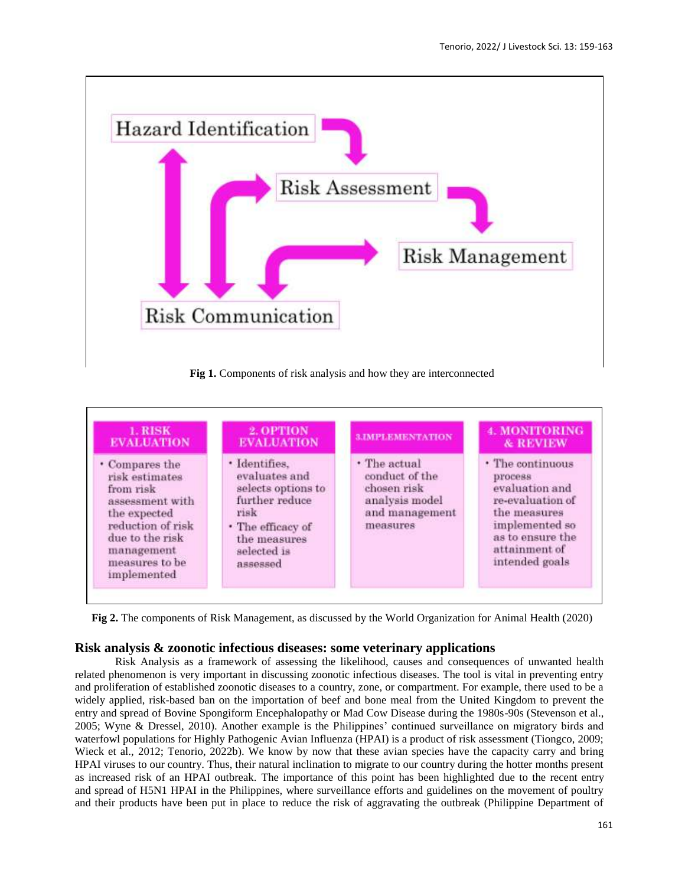Hazard Identification

Risk Assessment

Risk Management

Risk Communication

**Fig 1.** Components of risk analysis and how they are interconnected

| 1. RISK EVALUATION | 2. OPTION EVALUATION | 3.IMPLEMENTATION | 4. MONITORING & REVIEW |
|---|---|---|---|
| • Compares the risk estimates from risk assessment with the expected reduction of risk due to the risk management measures to be implemented | • Identifies, evaluates and selects options to further reduce risk<br>• The efficacy of the measures selected is assessed | • The actual conduct of the chosen risk analysis model and management measures | • The continuous process evaluation and re-evaluation of the measures implemented so as to ensure the attainment of intended goals |

**Fig 2.** The components of Risk Management, as discussed by the World Organization for Animal Health (2020)

## Risk analysis & zoonotic infectious diseases: some veterinary applications

Risk Analysis as a framework of assessing the likelihood, causes and consequences of unwanted health related phenomenon is very important in discussing zoonotic infectious diseases. The tool is vital in preventing entry and proliferation of established zoonotic diseases to a country, zone, or compartment. For example, there used to be a widely applied, risk-based ban on the importation of beef and bone meal from the United Kingdom to prevent the entry and spread of Bovine Spongiform Encephalopathy or Mad Cow Disease during the 1980s-90s (Stevenson et al., 2005; Wyne & Dressel, 2010). Another example is the Philippines' continued surveillance on migratory birds and waterfowl populations for Highly Pathogenic Avian Influenza (HPAI) is a product of risk assessment (Tiongco, 2009; Wieck et al., 2012; Tenorio, 2022b). We know by now that these avian species have the capacity carry and bring HPAI viruses to our country. Thus, their natural inclination to migrate to our country during the hotter months present as increased risk of an HPAI outbreak. The importance of this point has been highlighted due to the recent entry and spread of H5N1 HPAI in the Philippines, where surveillance efforts and guidelines on the movement of poultry and their products have been put in place to reduce the risk of aggravating the outbreak (Philippine Department of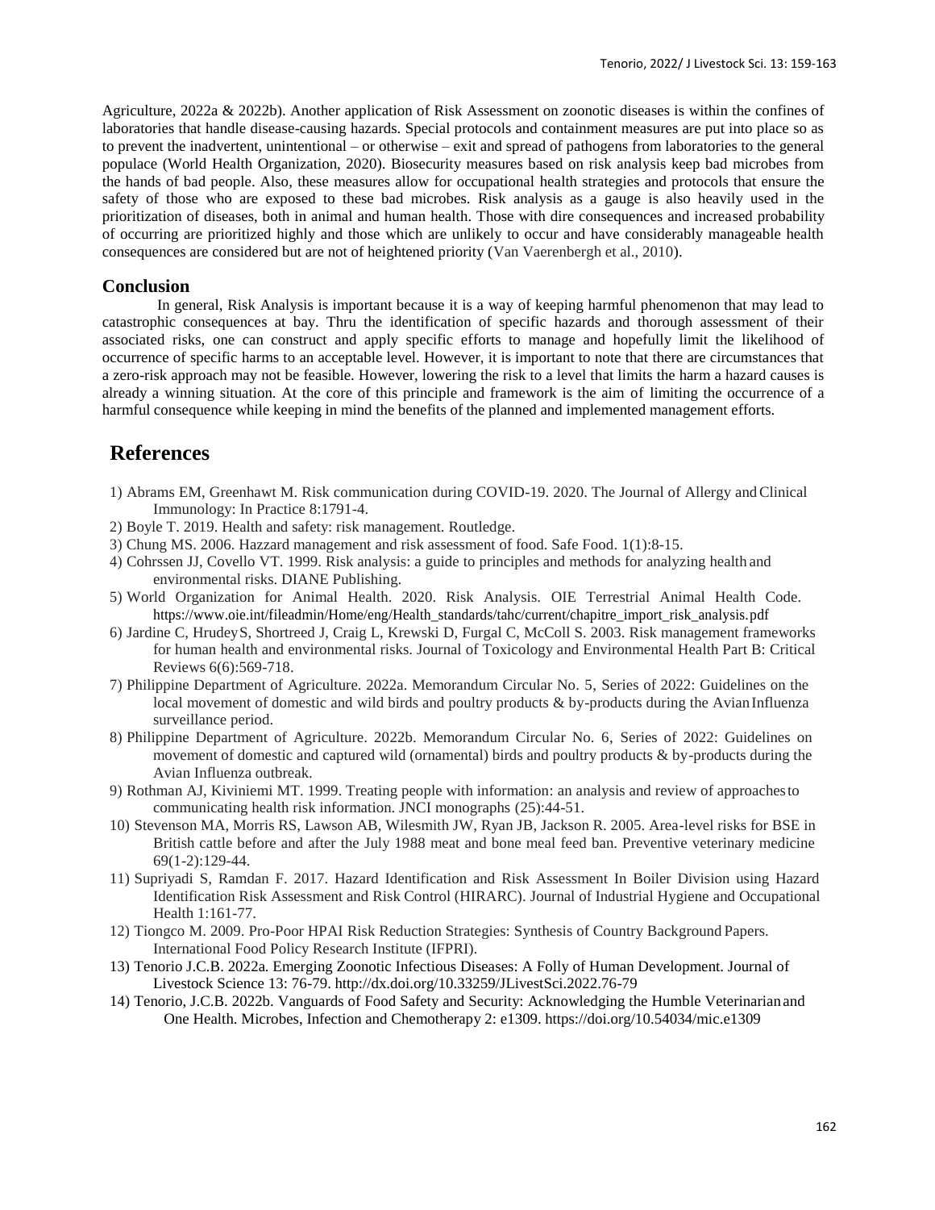Agriculture, 2022a & 2022b). Another application of Risk Assessment on zoonotic diseases is within the confines of laboratories that handle disease-causing hazards. Special protocols and containment measures are put into place so as to prevent the inadvertent, unintentional – or otherwise – exit and spread of pathogens from laboratories to the general populace (World Health Organization, 2020). Biosecurity measures based on risk analysis keep bad microbes from the hands of bad people. Also, these measures allow for occupational health strategies and protocols that ensure the safety of those who are exposed to these bad microbes. Risk analysis as a gauge is also heavily used in the prioritization of diseases, both in animal and human health. Those with dire consequences and increased probability of occurring are prioritized highly and those which are unlikely to occur and have considerably manageable health consequences are considered but are not of heightened priority (Van Vaerenbergh et al., 2010).

## Conclusion

In general, Risk Analysis is important because it is a way of keeping harmful phenomenon that may lead to catastrophic consequences at bay. Thru the identification of specific hazards and thorough assessment of their associated risks, one can construct and apply specific efforts to manage and hopefully limit the likelihood of occurrence of specific harms to an acceptable level. However, it is important to note that there are circumstances that a zero-risk approach may not be feasible. However, lowering the risk to a level that limits the harm a hazard causes is already a winning situation. At the core of this principle and framework is the aim of limiting the occurrence of a harmful consequence while keeping in mind the benefits of the planned and implemented management efforts.

# References

1) Abrams EM, Greenhawt M. Risk communication during COVID-19. 2020. The Journal of Allergy and Clinical Immunology: In Practice 8:1791-4.
2) Boyle T. 2019. Health and safety: risk management. Routledge.
3) Chung MS. 2006. Hazzard management and risk assessment of food. Safe Food. 1(1):8-15.
4) Cohrssen JJ, Covello VT. 1999. Risk analysis: a guide to principles and methods for analyzing health and environmental risks. DIANE Publishing.
5) World Organization for Animal Health. 2020. Risk Analysis. OIE Terrestrial Animal Health Code. https://www.oie.int/fileadmin/Home/eng/Health_standards/tahc/current/chapitre_import_risk_analysis.pdf
6) Jardine C, Hrudey S, Shortreed J, Craig L, Krewski D, Furgal C, McColl S. 2003. Risk management frameworks for human health and environmental risks. Journal of Toxicology and Environmental Health Part B: Critical Reviews 6(6):569-718.
7) Philippine Department of Agriculture. 2022a. Memorandum Circular No. 5, Series of 2022: Guidelines on the local movement of domestic and wild birds and poultry products & by-products during the Avian Influenza surveillance period.
8) Philippine Department of Agriculture. 2022b. Memorandum Circular No. 6, Series of 2022: Guidelines on movement of domestic and captured wild (ornamental) birds and poultry products & by-products during the Avian Influenza outbreak.
9) Rothman AJ, Kiviniemi MT. 1999. Treating people with information: an analysis and review of approaches to communicating health risk information. JNCI monographs (25):44-51.
10) Stevenson MA, Morris RS, Lawson AB, Wilesmith JW, Ryan JB, Jackson R. 2005. Area-level risks for BSE in British cattle before and after the July 1988 meat and bone meal feed ban. Preventive veterinary medicine 69(1-2):129-44.
11) Supriyadi S, Ramdan F. 2017. Hazard Identification and Risk Assessment In Boiler Division using Hazard Identification Risk Assessment and Risk Control (HIRARC). Journal of Industrial Hygiene and Occupational Health 1:161-77.
12) Tiongco M. 2009. Pro-Poor HPAI Risk Reduction Strategies: Synthesis of Country Background Papers. International Food Policy Research Institute (IFPRI).
13) Tenorio J.C.B. 2022a. Emerging Zoonotic Infectious Diseases: A Folly of Human Development. Journal of Livestock Science 13: 76-79. http://dx.doi.org/10.33259/JLivestSci.2022.76-79
14) Tenorio, J.C.B. 2022b. Vanguards of Food Safety and Security: Acknowledging the Humble Veterinarian and One Health. Microbes, Infection and Chemotherapy 2: e1309. https://doi.org/10.54034/mic.e1309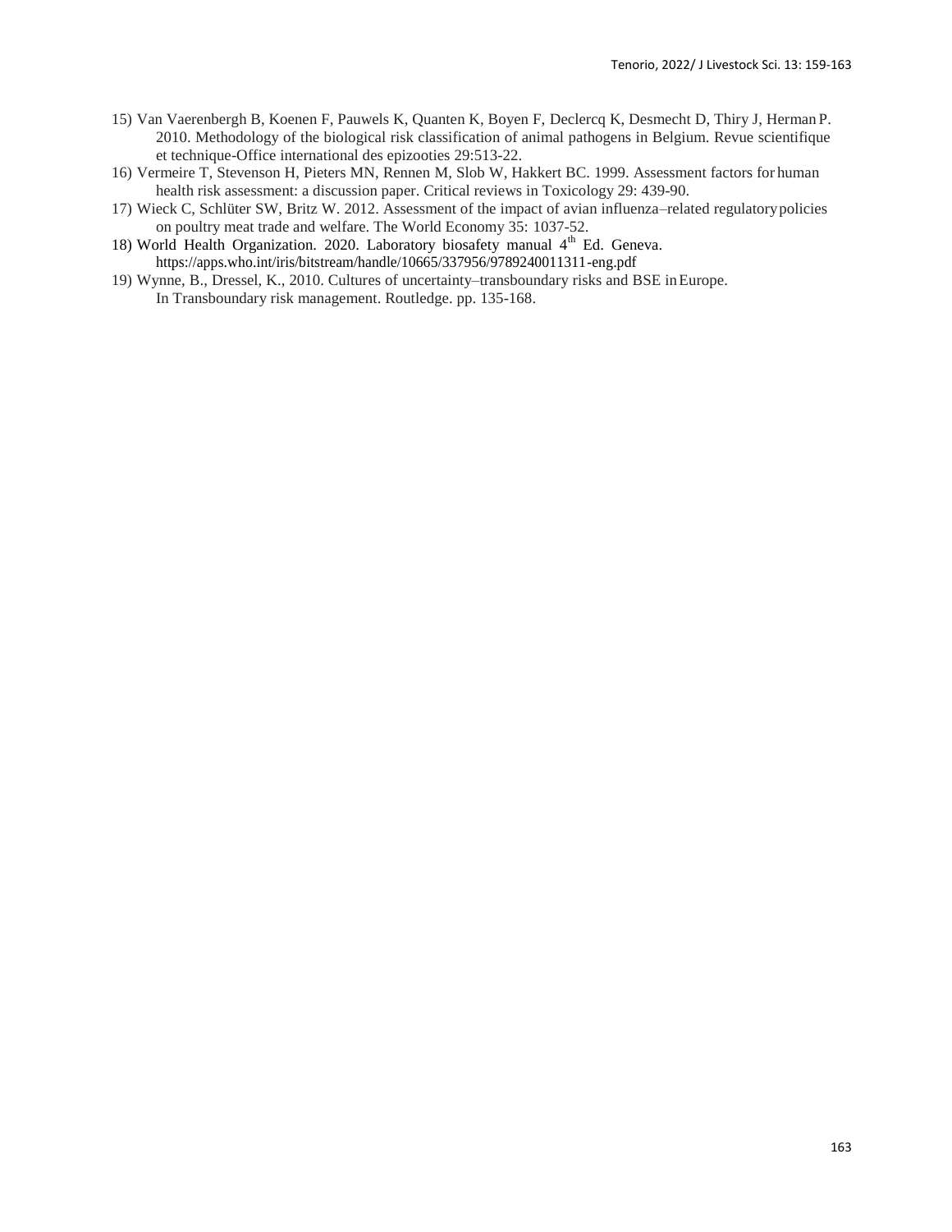15) Van Vaerenbergh B, Koenen F, Pauwels K, Quanten K, Boyen F, Declercq K, Desmecht D, Thiry J, Herman P. 2010. Methodology of the biological risk classification of animal pathogens in Belgium. Revue scientifique et technique-Office international des epizooties 29:513-22.
16) Vermeire T, Stevenson H, Pieters MN, Rennen M, Slob W, Hakkert BC. 1999. Assessment factors for human health risk assessment: a discussion paper. Critical reviews in Toxicology 29: 439-90.
17) Wieck C, Schlüter SW, Britz W. 2012. Assessment of the impact of avian influenza–related regulatory policies on poultry meat trade and welfare. The World Economy 35: 1037-52.
18) World Health Organization. 2020. Laboratory biosafety manual 4th Ed. Geneva. https://apps.who.int/iris/bitstream/handle/10665/337956/9789240011311-eng.pdf
19) Wynne, B., Dressel, K., 2010. Cultures of uncertainty–transboundary risks and BSE in Europe. In Transboundary risk management. Routledge. pp. 135-168.